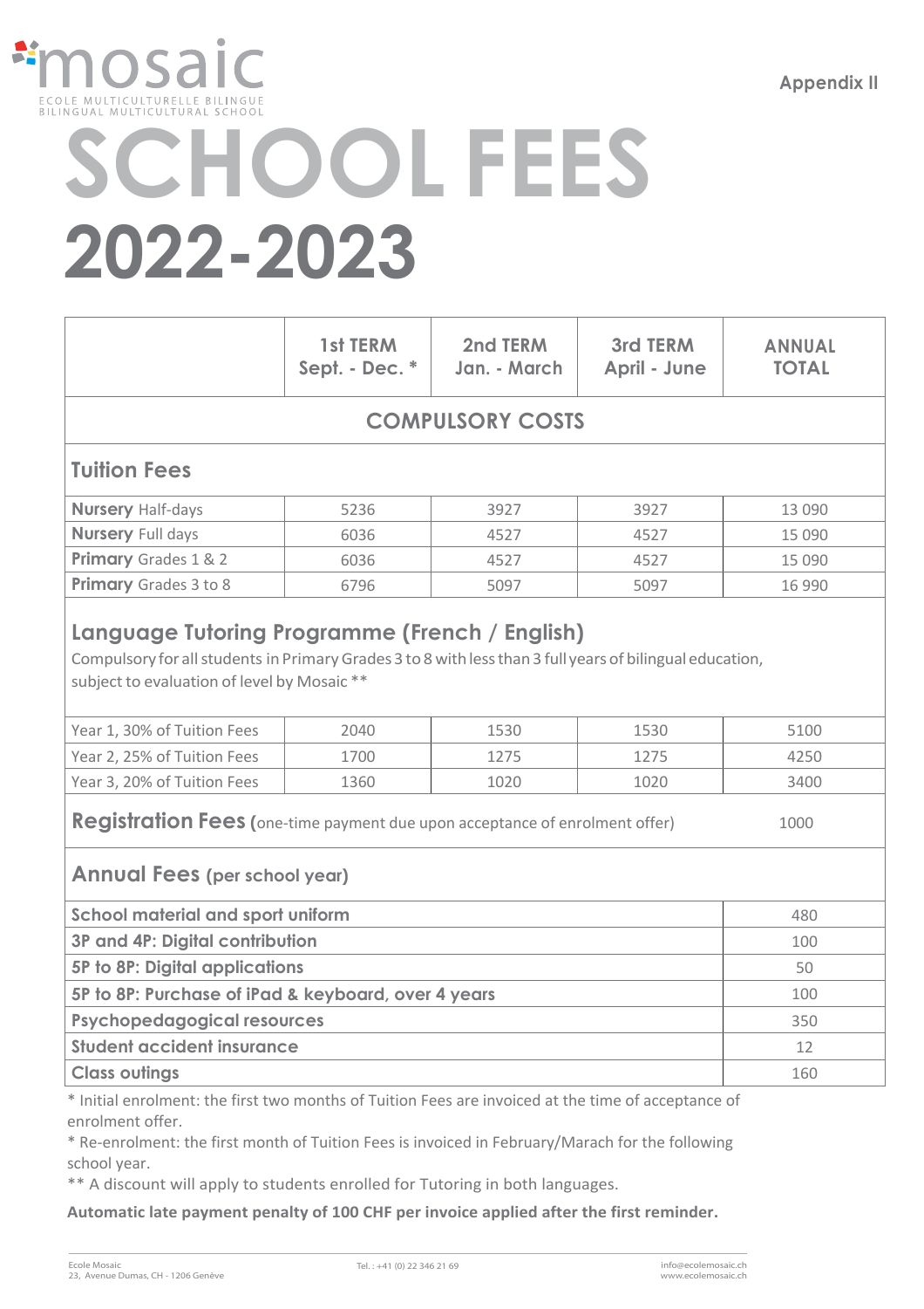mosaic

ECOLE MULTICULTURELLE BILINGUE
BILINGUAL MULTICULTURAL SCHOOL

Appendix II

# SCHOOL FEES 2022-2023

| | 1st TERM Sept. - Dec. * | 2nd TERM Jan. - March | 3rd TERM April - June | ANNUAL TOTAL |
|---|---|---|---|---|
| **COMPULSORY COSTS** | | | | |
| **Tuition Fees** | | | | |
| **Nursery** Half-days | 5236 | 3927 | 3927 | 13 090 |
| **Nursery** Full days | 6036 | 4527 | 4527 | 15 090 |
| **Primary** Grades 1 & 2 | 6036 | 4527 | 4527 | 15 090 |
| **Primary** Grades 3 to 8 | 6796 | 5097 | 5097 | 16 990 |
| **Language Tutoring Programme (French / English)** Compulsory for all students in Primary Grades 3 to 8 with less than 3 full years of bilingual education, subject to evaluation of level by Mosaic ** | | | | |
| Year 1, 30% of Tuition Fees | 2040 | 1530 | 1530 | 5100 |
| Year 2, 25% of Tuition Fees | 1700 | 1275 | 1275 | 4250 |
| Year 3, 20% of Tuition Fees | 1360 | 1020 | 1020 | 3400 |
| **Registration Fees** (one-time payment due upon acceptance of enrolment offer) | | | | 1000 |
| **Annual Fees (per school year)** | | | | |
| **School material and sport uniform** | | | | 480 |
| **3P and 4P: Digital contribution** | | | | 100 |
| **5P to 8P: Digital applications** | | | | 50 |
| **5P to 8P: Purchase of iPad & keyboard, over 4 years** | | | | 100 |
| **Psychopedagogical resources** | | | | 350 |
| **Student accident insurance** | | | | 12 |
| **Class outings** | | | | 160 |

* Initial enrolment: the first two months of Tuition Fees are invoiced at the time of acceptance of enrolment offer.

* Re-enrolment: the first month of Tuition Fees is invoiced in February/Marach for the following school year.

** A discount will apply to students enrolled for Tutoring in both languages.

**Automatic late payment penalty of 100 CHF per invoice applied after the first reminder.**

Ecole Mosaic
23, Avenue Dumas, CH - 1206 Genève

Tel. : +41 (0) 22 346 21 69

info@ecolemosaic.ch
www.ecolemosaic.ch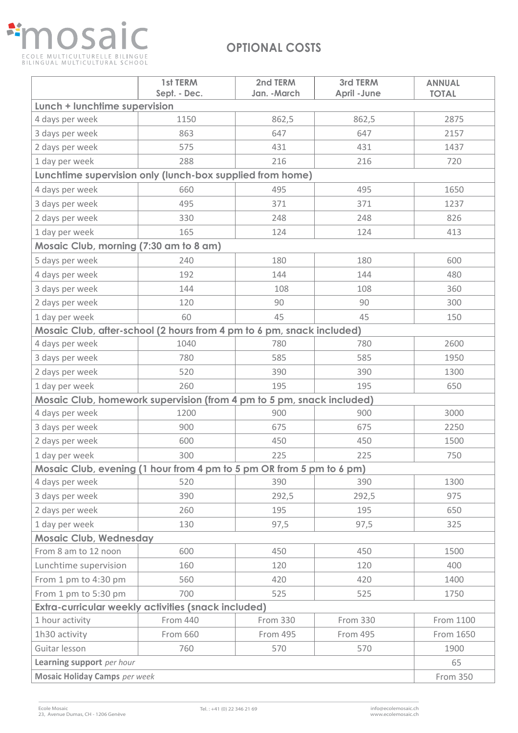mosaic

ECOLE MULTICULTURELLE BILINGUE
BILINGUAL MULTICULTURAL SCHOOL

## OPTIONAL COSTS

| | 1st TERM Sept. - Dec. | 2nd TERM Jan. -March | 3rd TERM April -June | ANNUAL TOTAL |
|---|---|---|---|---|
| **Lunch + lunchtime supervision** | | | | |
| 4 days per week | 1150 | 862,5 | 862,5 | 2875 |
| 3 days per week | 863 | 647 | 647 | 2157 |
| 2 days per week | 575 | 431 | 431 | 1437 |
| 1 day per week | 288 | 216 | 216 | 720 |
| **Lunchtime supervision only (lunch-box supplied from home)** | | | | |
| 4 days per week | 660 | 495 | 495 | 1650 |
| 3 days per week | 495 | 371 | 371 | 1237 |
| 2 days per week | 330 | 248 | 248 | 826 |
| 1 day per week | 165 | 124 | 124 | 413 |
| **Mosaic Club, morning (7:30 am to 8 am)** | | | | |
| 5 days per week | 240 | 180 | 180 | 600 |
| 4 days per week | 192 | 144 | 144 | 480 |
| 3 days per week | 144 | 108 | 108 | 360 |
| 2 days per week | 120 | 90 | 90 | 300 |
| 1 day per week | 60 | 45 | 45 | 150 |
| **Mosaic Club, after-school (2 hours from 4 pm to 6 pm, snack included)** | | | | |
| 4 days per week | 1040 | 780 | 780 | 2600 |
| 3 days per week | 780 | 585 | 585 | 1950 |
| 2 days per week | 520 | 390 | 390 | 1300 |
| 1 day per week | 260 | 195 | 195 | 650 |
| **Mosaic Club, homework supervision (from 4 pm to 5 pm, snack included)** | | | | |
| 4 days per week | 1200 | 900 | 900 | 3000 |
| 3 days per week | 900 | 675 | 675 | 2250 |
| 2 days per week | 600 | 450 | 450 | 1500 |
| 1 day per week | 300 | 225 | 225 | 750 |
| **Mosaic Club, evening (1 hour from 4 pm to 5 pm OR from 5 pm to 6 pm)** | | | | |
| 4 days per week | 520 | 390 | 390 | 1300 |
| 3 days per week | 390 | 292,5 | 292,5 | 975 |
| 2 days per week | 260 | 195 | 195 | 650 |
| 1 day per week | 130 | 97,5 | 97,5 | 325 |
| **Mosaic Club, Wednesday** | | | | |
| From 8 am to 12 noon | 600 | 450 | 450 | 1500 |
| Lunchtime supervision | 160 | 120 | 120 | 400 |
| From 1 pm to 4:30 pm | 560 | 420 | 420 | 1400 |
| From 1 pm to 5:30 pm | 700 | 525 | 525 | 1750 |
| **Extra-curricular weekly activities (snack included)** | | | | |
| 1 hour activity | From 440 | From 330 | From 330 | From 1100 |
| 1h30 activity | From 660 | From 495 | From 495 | From 1650 |
| Guitar lesson | 760 | 570 | 570 | 1900 |
| **Learning support** *per hour* | | | | 65 |
| **Mosaic Holiday Camps** *per week* | | | | From 350 |

Ecole Mosaic
23, Avenue Dumas, CH - 1206 Genève

Tel. : +41 (0) 22 346 21 69

info@ecolemosaic.ch
www.ecolemosaic.ch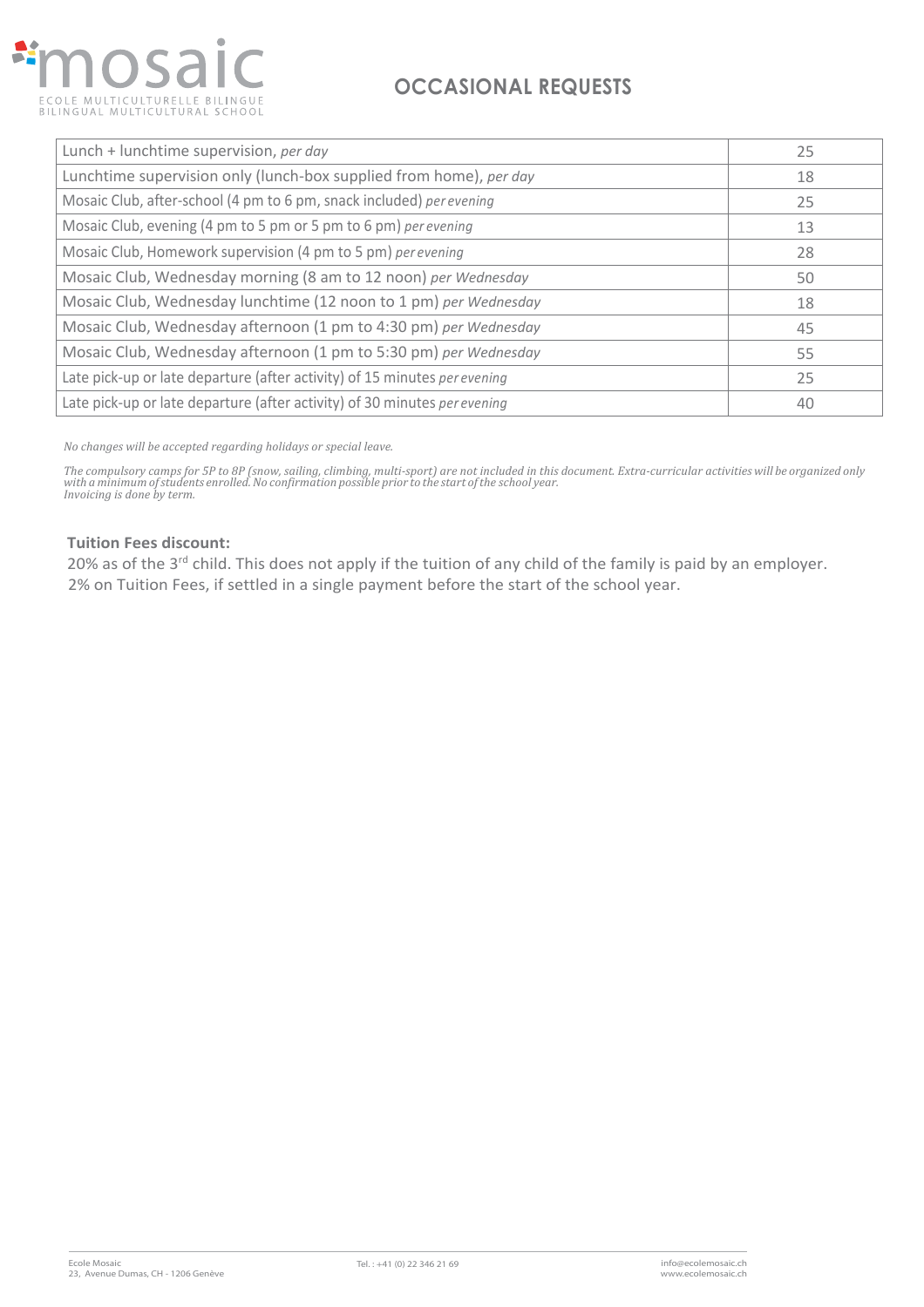## OCCASIONAL REQUESTS

| | |
|---|---|
| Lunch + lunchtime supervision, *per day* | 25 |
| Lunchtime supervision only (lunch-box supplied from home), *per day* | 18 |
| Mosaic Club, after-school (4 pm to 6 pm, snack included) *per evening* | 25 |
| Mosaic Club, evening (4 pm to 5 pm or 5 pm to 6 pm) *per evening* | 13 |
| Mosaic Club, Homework supervision (4 pm to 5 pm) *per evening* | 28 |
| Mosaic Club, Wednesday morning (8 am to 12 noon) *per Wednesday* | 50 |
| Mosaic Club, Wednesday lunchtime (12 noon to 1 pm) *per Wednesday* | 18 |
| Mosaic Club, Wednesday afternoon (1 pm to 4:30 pm) *per Wednesday* | 45 |
| Mosaic Club, Wednesday afternoon (1 pm to 5:30 pm) *per Wednesday* | 55 |
| Late pick-up or late departure (after activity) of 15 minutes *per evening* | 25 |
| Late pick-up or late departure (after activity) of 30 minutes *per evening* | 40 |

*No changes will be accepted regarding holidays or special leave.*

*The compulsory camps for 5P to 8P (snow, sailing, climbing, multi-sport) are not included in this document. Extra-curricular activities will be organized only with a minimum of students enrolled. No confirmation possible prior to the start of the school year.*
*Invoicing is done by term.*

**Tuition Fees discount:**

20% as of the 3rd child. This does not apply if the tuition of any child of the family is paid by an employer.
2% on Tuition Fees, if settled in a single payment before the start of the school year.